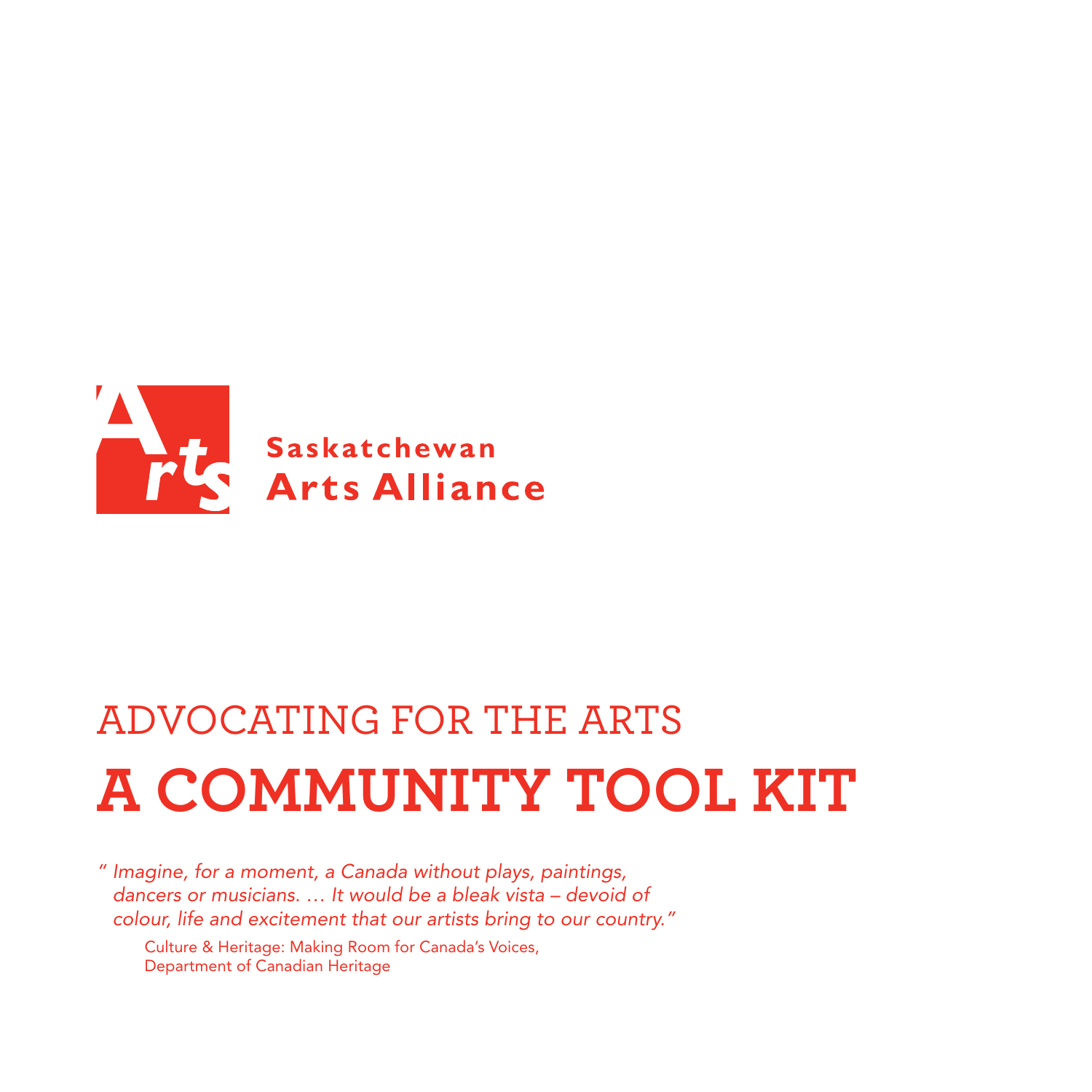Saskatchewan
**Arts Alliance**

# ADVOCATING FOR THE ARTS

# A COMMUNITY TOOL KIT

*" Imagine, for a moment, a Canada without plays, paintings, dancers or musicians. … It would be a bleak vista – devoid of colour, life and excitement that our artists bring to our country."*

Culture & Heritage: Making Room for Canada's Voices,
Department of Canadian Heritage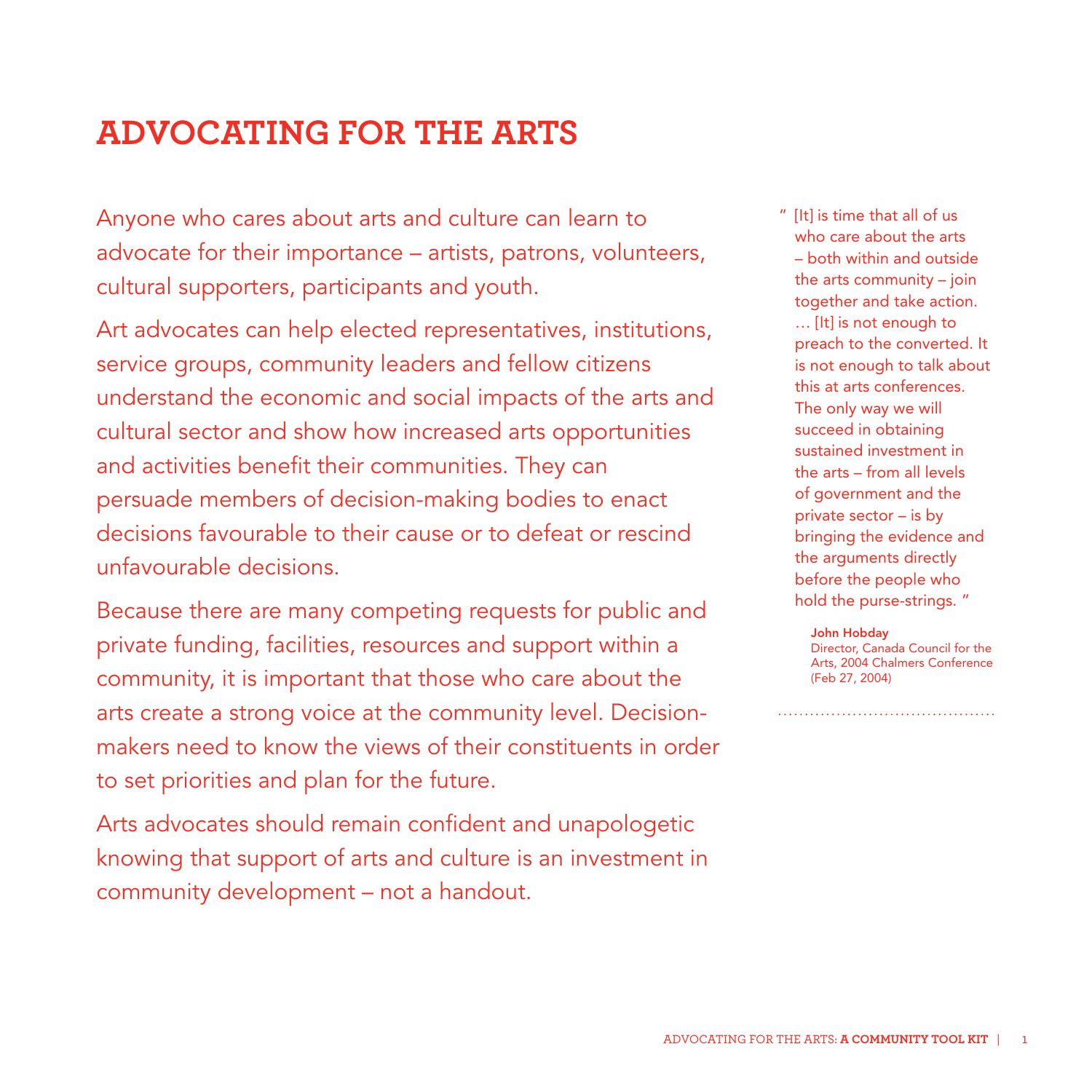# ADVOCATING FOR THE ARTS

Anyone who cares about arts and culture can learn to advocate for their importance – artists, patrons, volunteers, cultural supporters, participants and youth.

Art advocates can help elected representatives, institutions, service groups, community leaders and fellow citizens understand the economic and social impacts of the arts and cultural sector and show how increased arts opportunities and activities benefit their communities. They can persuade members of decision-making bodies to enact decisions favourable to their cause or to defeat or rescind unfavourable decisions.

Because there are many competing requests for public and private funding, facilities, resources and support within a community, it is important that those who care about the arts create a strong voice at the community level. Decision-makers need to know the views of their constituents in order to set priorities and plan for the future.

Arts advocates should remain confident and unapologetic knowing that support of arts and culture is an investment in community development – not a handout.

> " [It] is time that all of us who care about the arts – both within and outside the arts community – join together and take action. … [It] is not enough to preach to the converted. It is not enough to talk about this at arts conferences. The only way we will succeed in obtaining sustained investment in the arts – from all levels of government and the private sector – is by bringing the evidence and the arguments directly before the people who hold the purse-strings. "
>
> **John Hobday**
> Director, Canada Council for the Arts, 2004 Chalmers Conference (Feb 27, 2004)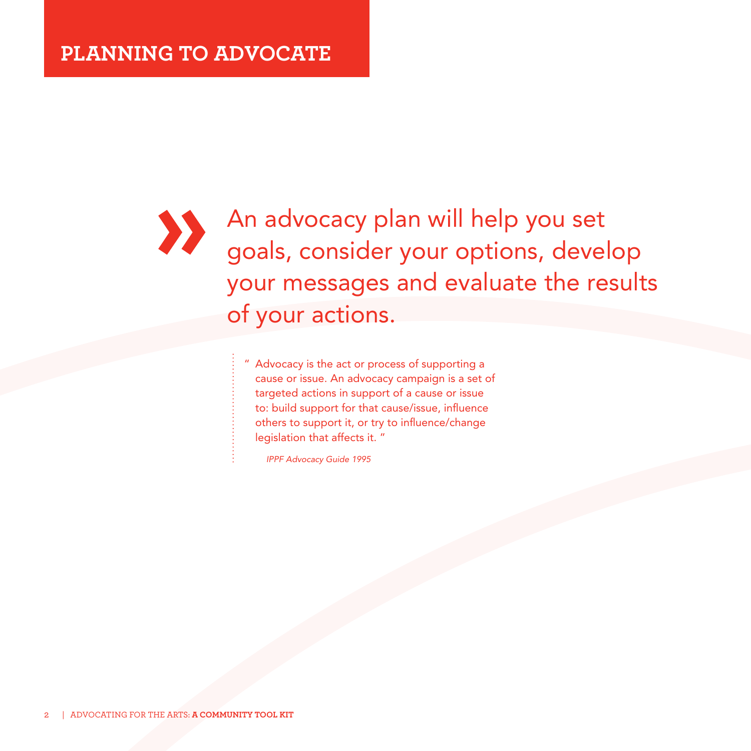# PLANNING TO ADVOCATE

» An advocacy plan will help you set goals, consider your options, develop your messages and evaluate the results of your actions.

> " Advocacy is the act or process of supporting a cause or issue. An advocacy campaign is a set of targeted actions in support of a cause or issue to: build support for that cause/issue, influence others to support it, or try to influence/change legislation that affects it. "
>
> *IPPF Advocacy Guide 1995*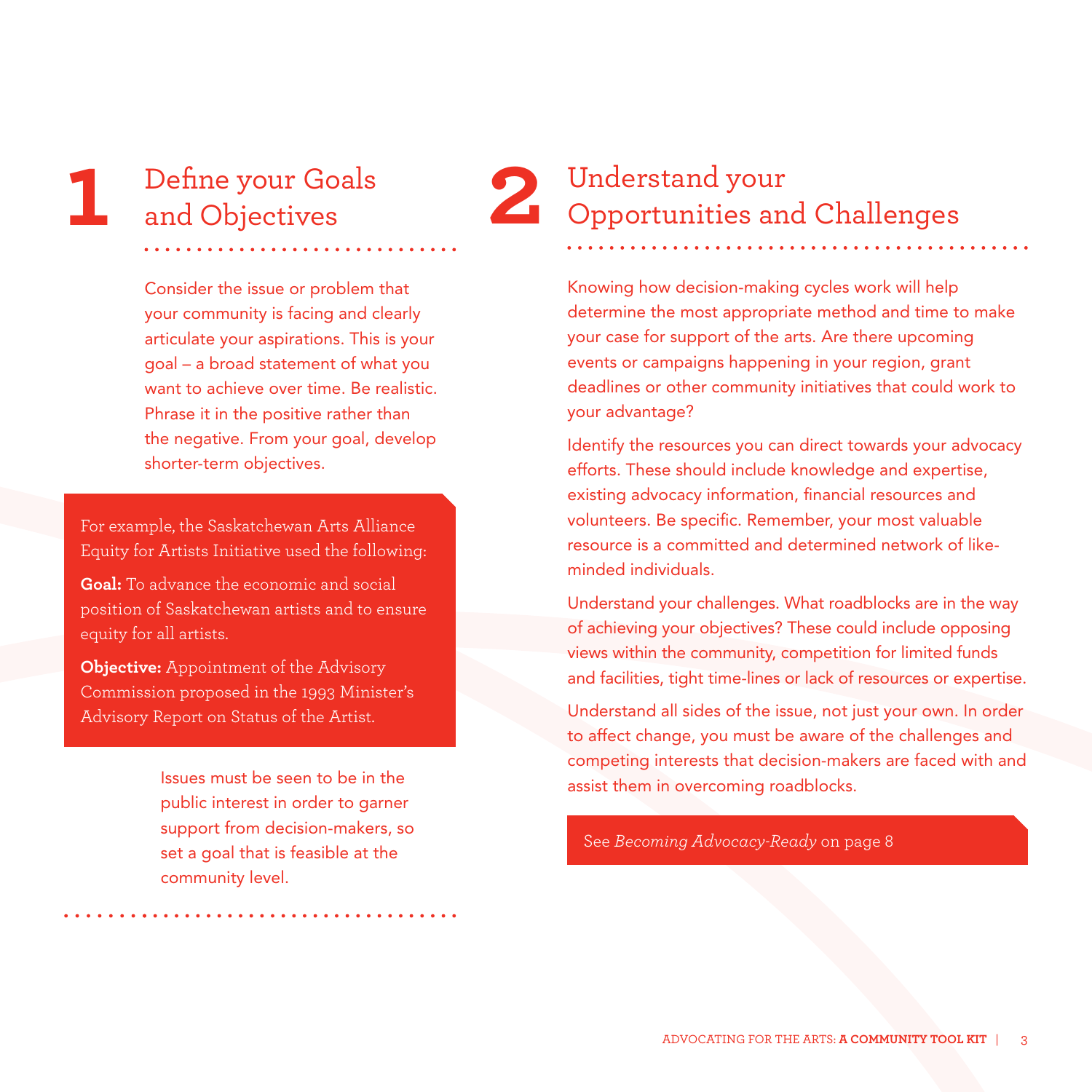## 1 Define your Goals and Objectives

Consider the issue or problem that your community is facing and clearly articulate your aspirations. This is your goal – a broad statement of what you want to achieve over time. Be realistic. Phrase it in the positive rather than the negative. From your goal, develop shorter-term objectives.

For example, the Saskatchewan Arts Alliance Equity for Artists Initiative used the following:

**Goal:** To advance the economic and social position of Saskatchewan artists and to ensure equity for all artists.

**Objective:** Appointment of the Advisory Commission proposed in the 1993 Minister's Advisory Report on Status of the Artist.

Issues must be seen to be in the public interest in order to garner support from decision-makers, so set a goal that is feasible at the community level.

## 2 Understand your Opportunities and Challenges

Knowing how decision-making cycles work will help determine the most appropriate method and time to make your case for support of the arts. Are there upcoming events or campaigns happening in your region, grant deadlines or other community initiatives that could work to your advantage?

Identify the resources you can direct towards your advocacy efforts. These should include knowledge and expertise, existing advocacy information, financial resources and volunteers. Be specific. Remember, your most valuable resource is a committed and determined network of like-minded individuals.

Understand your challenges. What roadblocks are in the way of achieving your objectives? These could include opposing views within the community, competition for limited funds and facilities, tight time-lines or lack of resources or expertise.

Understand all sides of the issue, not just your own. In order to affect change, you must be aware of the challenges and competing interests that decision-makers are faced with and assist them in overcoming roadblocks.

See *Becoming Advocacy-Ready* on page 8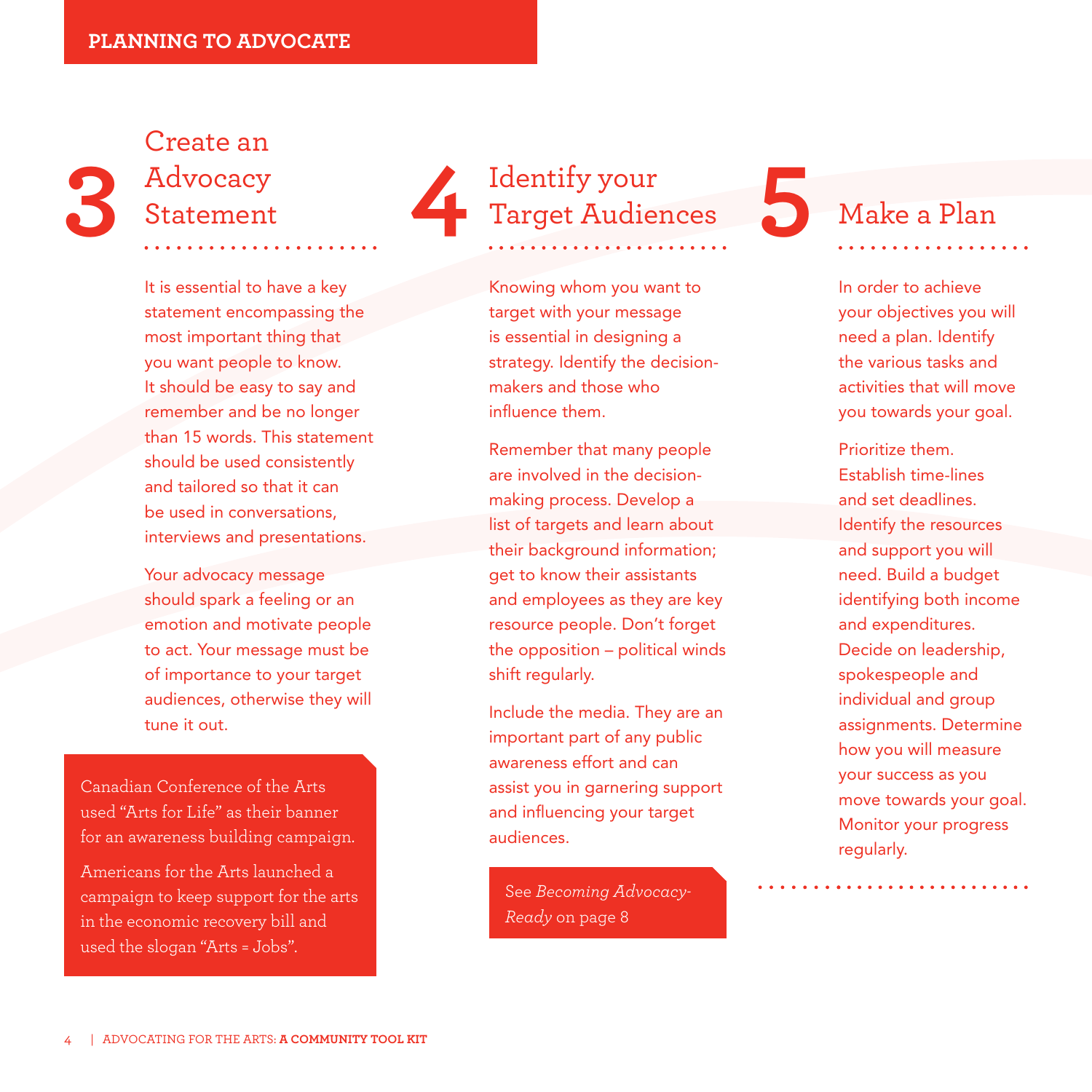# PLANNING TO ADVOCATE

## 3 Create an Advocacy Statement

It is essential to have a key statement encompassing the most important thing that you want people to know. It should be easy to say and remember and be no longer than 15 words. This statement should be used consistently and tailored so that it can be used in conversations, interviews and presentations.

Your advocacy message should spark a feeling or an emotion and motivate people to act. Your message must be of importance to your target audiences, otherwise they will tune it out.

Canadian Conference of the Arts used "Arts for Life" as their banner for an awareness building campaign.

Americans for the Arts launched a campaign to keep support for the arts in the economic recovery bill and used the slogan "Arts = Jobs".

## 4 Identify your Target Audiences

Knowing whom you want to target with your message is essential in designing a strategy. Identify the decision-makers and those who influence them.

Remember that many people are involved in the decision-making process. Develop a list of targets and learn about their background information; get to know their assistants and employees as they are key resource people. Don't forget the opposition – political winds shift regularly.

Include the media. They are an important part of any public awareness effort and can assist you in garnering support and influencing your target audiences.

See *Becoming Advocacy-Ready* on page 8

## 5 Make a Plan

In order to achieve your objectives you will need a plan. Identify the various tasks and activities that will move you towards your goal.

Prioritize them. Establish time-lines and set deadlines. Identify the resources and support you will need. Build a budget identifying both income and expenditures. Decide on leadership, spokespeople and individual and group assignments. Determine how you will measure your success as you move towards your goal. Monitor your progress regularly.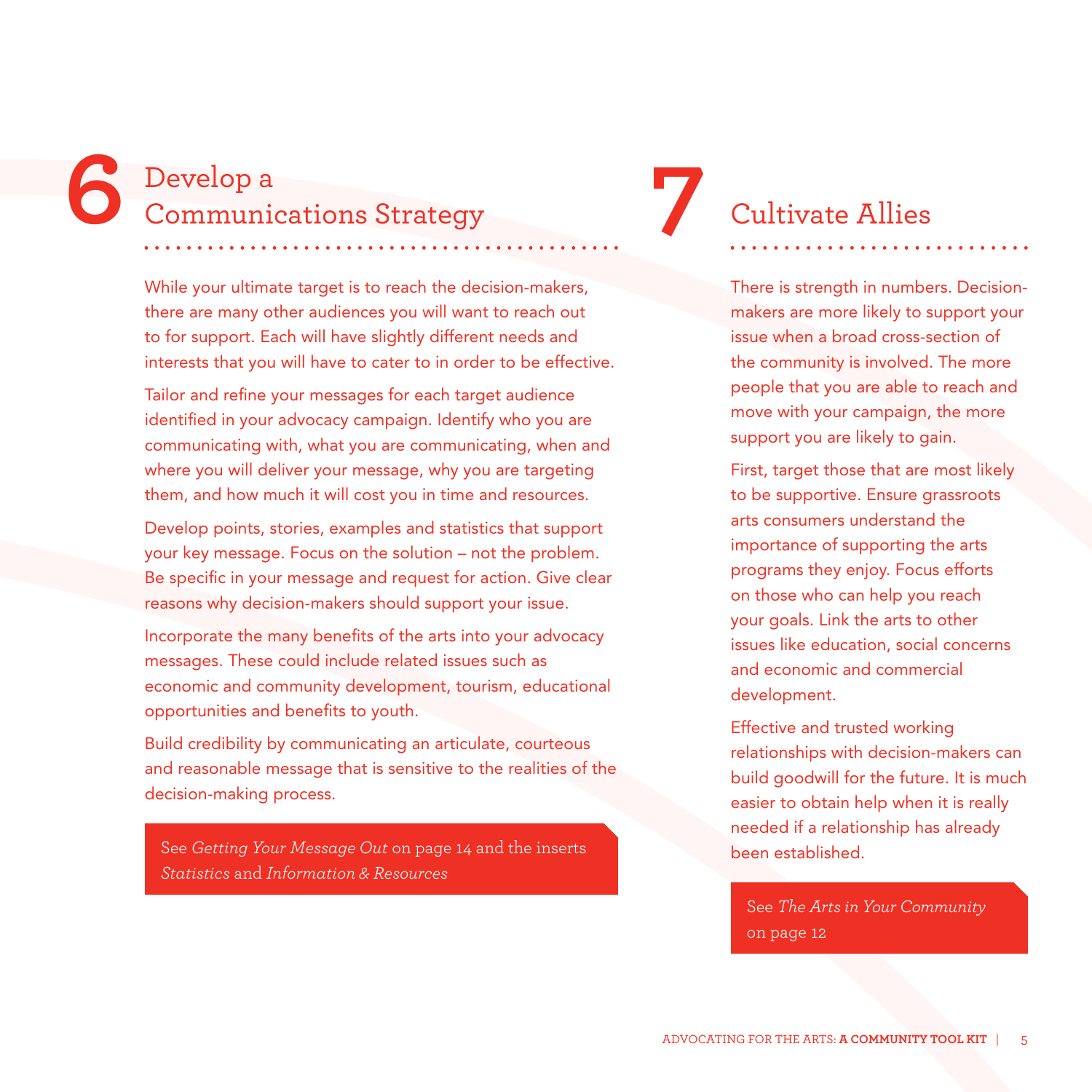## 6 Develop a Communications Strategy

While your ultimate target is to reach the decision-makers, there are many other audiences you will want to reach out to for support. Each will have slightly different needs and interests that you will have to cater to in order to be effective.

Tailor and refine your messages for each target audience identified in your advocacy campaign. Identify who you are communicating with, what you are communicating, when and where you will deliver your message, why you are targeting them, and how much it will cost you in time and resources.

Develop points, stories, examples and statistics that support your key message. Focus on the solution – not the problem. Be specific in your message and request for action. Give clear reasons why decision-makers should support your issue.

Incorporate the many benefits of the arts into your advocacy messages. These could include related issues such as economic and community development, tourism, educational opportunities and benefits to youth.

Build credibility by communicating an articulate, courteous and reasonable message that is sensitive to the realities of the decision-making process.

See *Getting Your Message Out* on page 14 and the inserts *Statistics* and *Information & Resources*

## 7 Cultivate Allies

There is strength in numbers. Decision-makers are more likely to support your issue when a broad cross-section of the community is involved. The more people that you are able to reach and move with your campaign, the more support you are likely to gain.

First, target those that are most likely to be supportive. Ensure grassroots arts consumers understand the importance of supporting the arts programs they enjoy. Focus efforts on those who can help you reach your goals. Link the arts to other issues like education, social concerns and economic and commercial development.

Effective and trusted working relationships with decision-makers can build goodwill for the future. It is much easier to obtain help when it is really needed if a relationship has already been established.

See *The Arts in Your Community* on page 12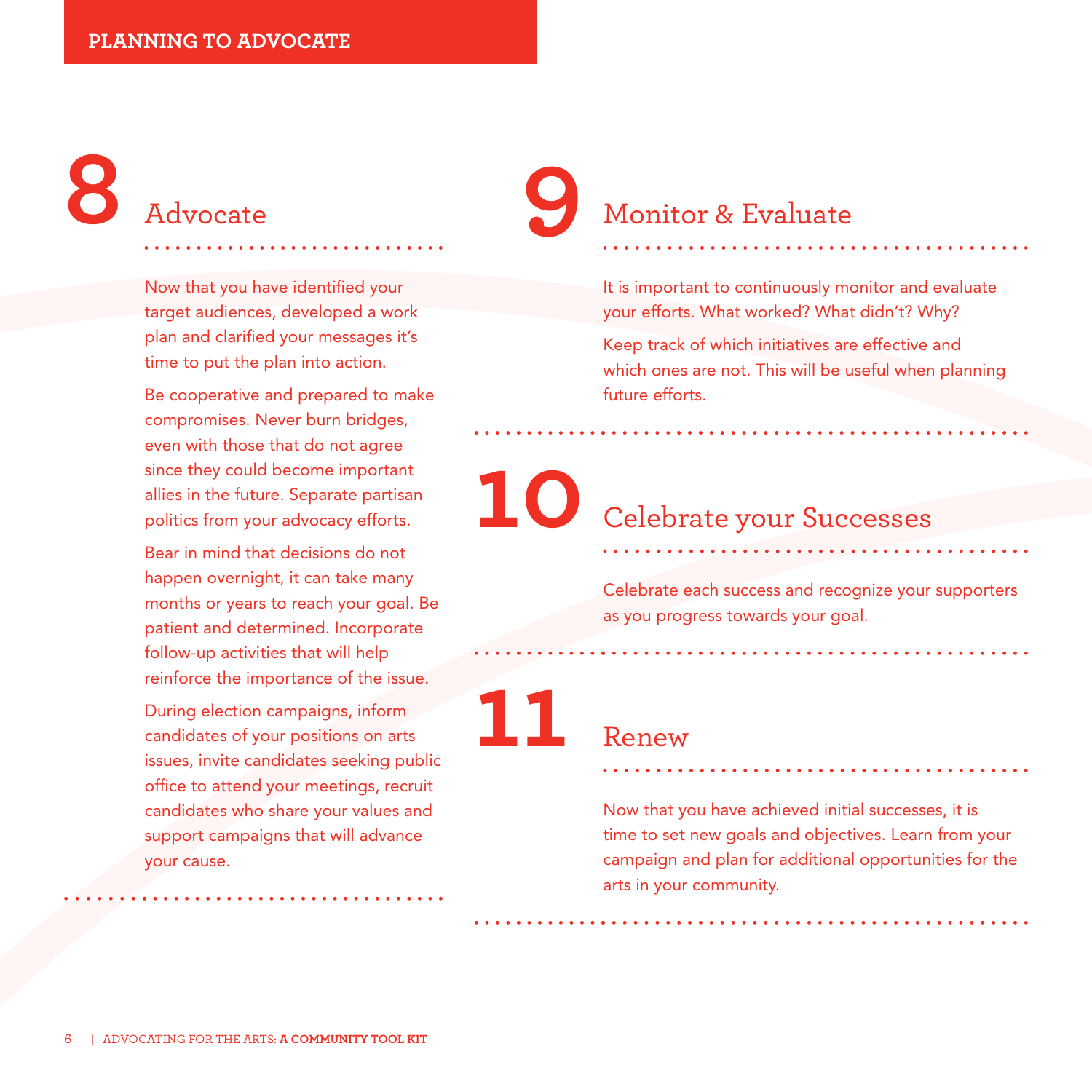## 8 Advocate

Now that you have identified your target audiences, developed a work plan and clarified your messages it's time to put the plan into action.

Be cooperative and prepared to make compromises. Never burn bridges, even with those that do not agree since they could become important allies in the future. Separate partisan politics from your advocacy efforts.

Bear in mind that decisions do not happen overnight, it can take many months or years to reach your goal. Be patient and determined. Incorporate follow-up activities that will help reinforce the importance of the issue.

During election campaigns, inform candidates of your positions on arts issues, invite candidates seeking public office to attend your meetings, recruit candidates who share your values and support campaigns that will advance your cause.

## 9 Monitor & Evaluate

It is important to continuously monitor and evaluate your efforts. What worked? What didn't? Why?

Keep track of which initiatives are effective and which ones are not. This will be useful when planning future efforts.

## 10 Celebrate your Successes

Celebrate each success and recognize your supporters as you progress towards your goal.

## 11 Renew

Now that you have achieved initial successes, it is time to set new goals and objectives. Learn from your campaign and plan for additional opportunities for the arts in your community.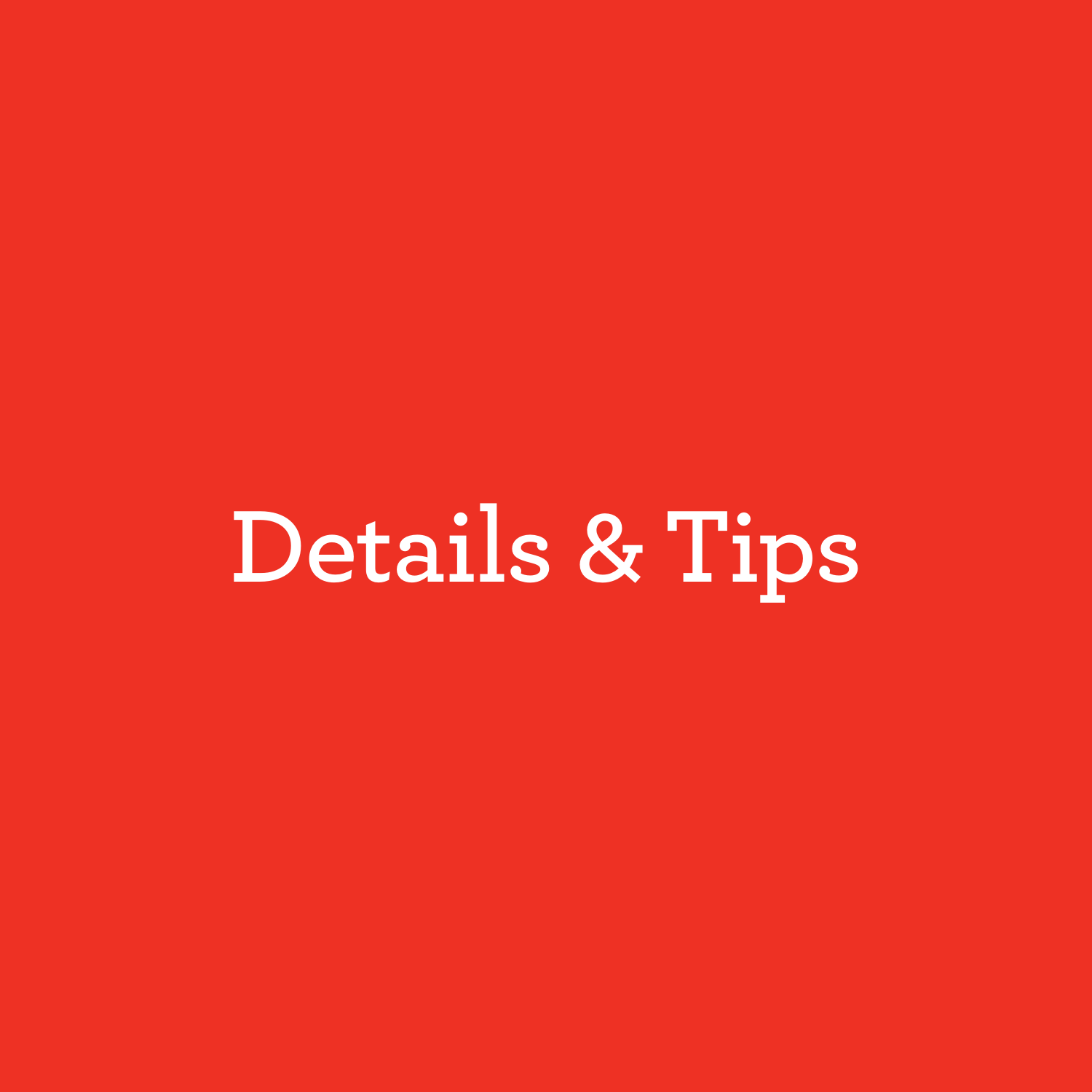# Details & Tips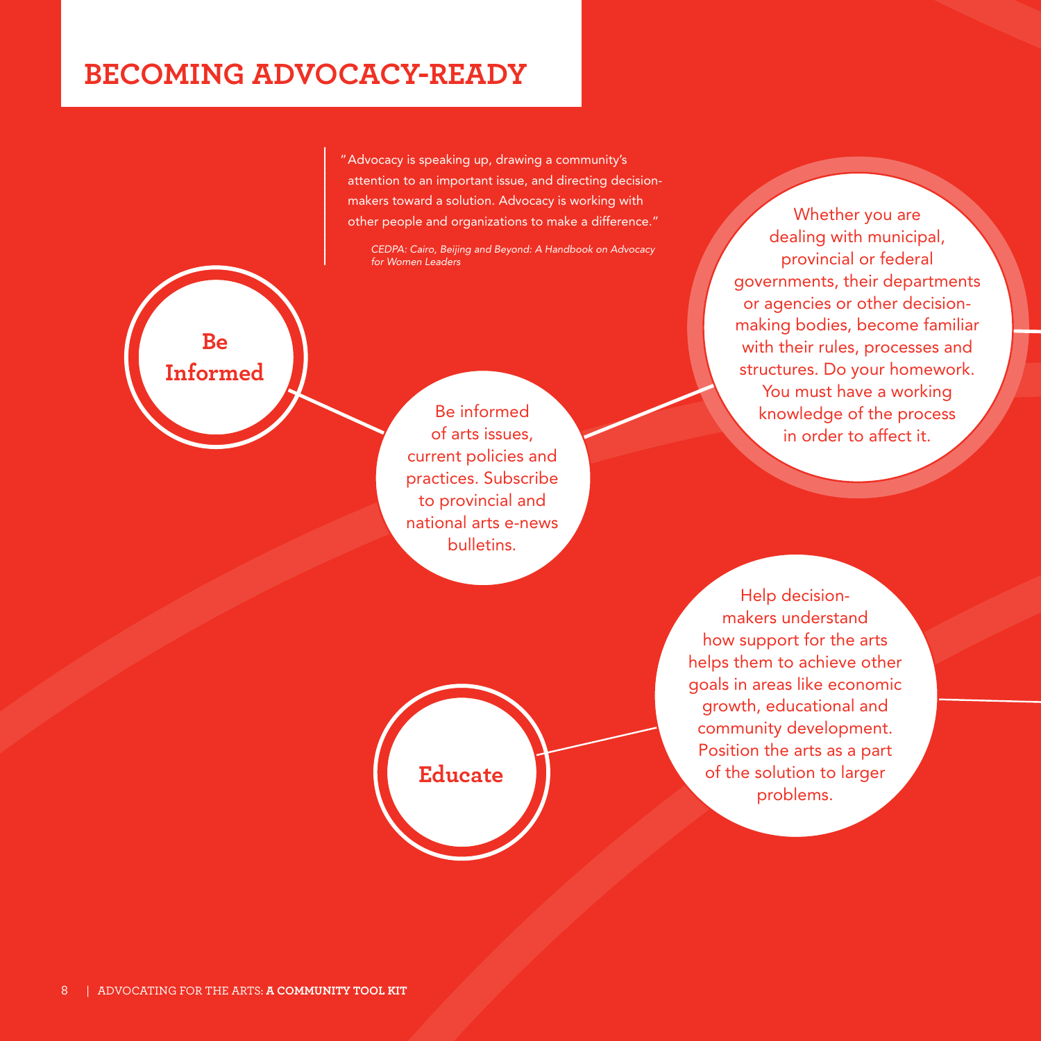# BECOMING ADVOCACY-READY

> "Advocacy is speaking up, drawing a community's attention to an important issue, and directing decision-makers toward a solution. Advocacy is working with other people and organizations to make a difference."
>
> *CEDPA: Cairo, Beijing and Beyond: A Handbook on Advocacy for Women Leaders*

## Be Informed

Be informed of arts issues, current policies and practices. Subscribe to provincial and national arts e-news bulletins.

Whether you are dealing with municipal, provincial or federal governments, their departments or agencies or other decision-making bodies, become familiar with their rules, processes and structures. Do your homework. You must have a working knowledge of the process in order to affect it.

## Educate

Help decision-makers understand how support for the arts helps them to achieve other goals in areas like economic growth, educational and community development. Position the arts as a part of the solution to larger problems.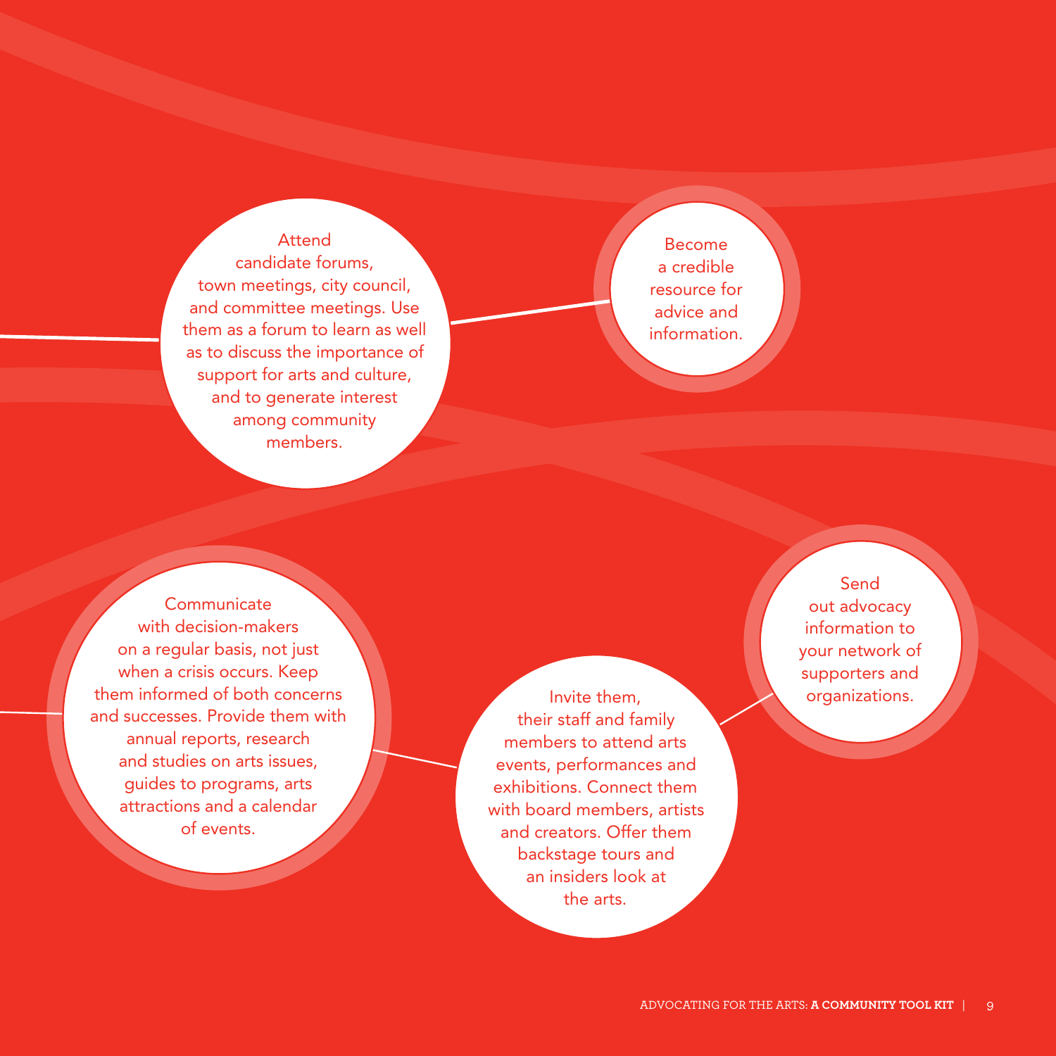Attend candidate forums, town meetings, city council, and committee meetings. Use them as a forum to learn as well as to discuss the importance of support for arts and culture, and to generate interest among community members.

Become a credible resource for advice and information.

Communicate with decision-makers on a regular basis, not just when a crisis occurs. Keep them informed of both concerns and successes. Provide them with annual reports, research and studies on arts issues, guides to programs, arts attractions and a calendar of events.

Invite them, their staff and family members to attend arts events, performances and exhibitions. Connect them with board members, artists and creators. Offer them backstage tours and an insiders look at the arts.

Send out advocacy information to your network of supporters and organizations.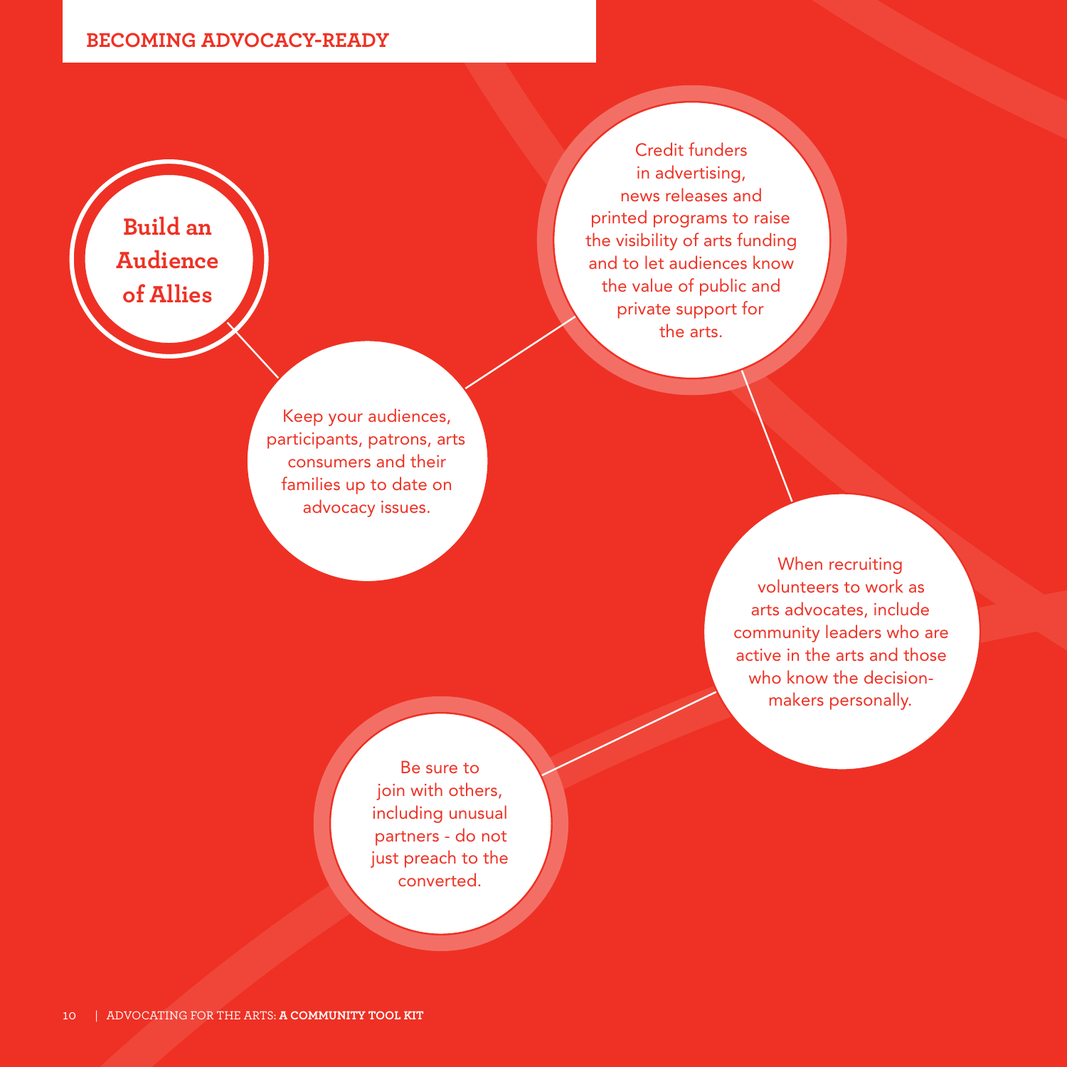## Build an Audience of Allies

Keep your audiences, participants, patrons, arts consumers and their families up to date on advocacy issues.

Credit funders in advertising, news releases and printed programs to raise the visibility of arts funding and to let audiences know the value of public and private support for the arts.

When recruiting volunteers to work as arts advocates, include community leaders who are active in the arts and those who know the decision-makers personally.

Be sure to join with others, including unusual partners - do not just preach to the converted.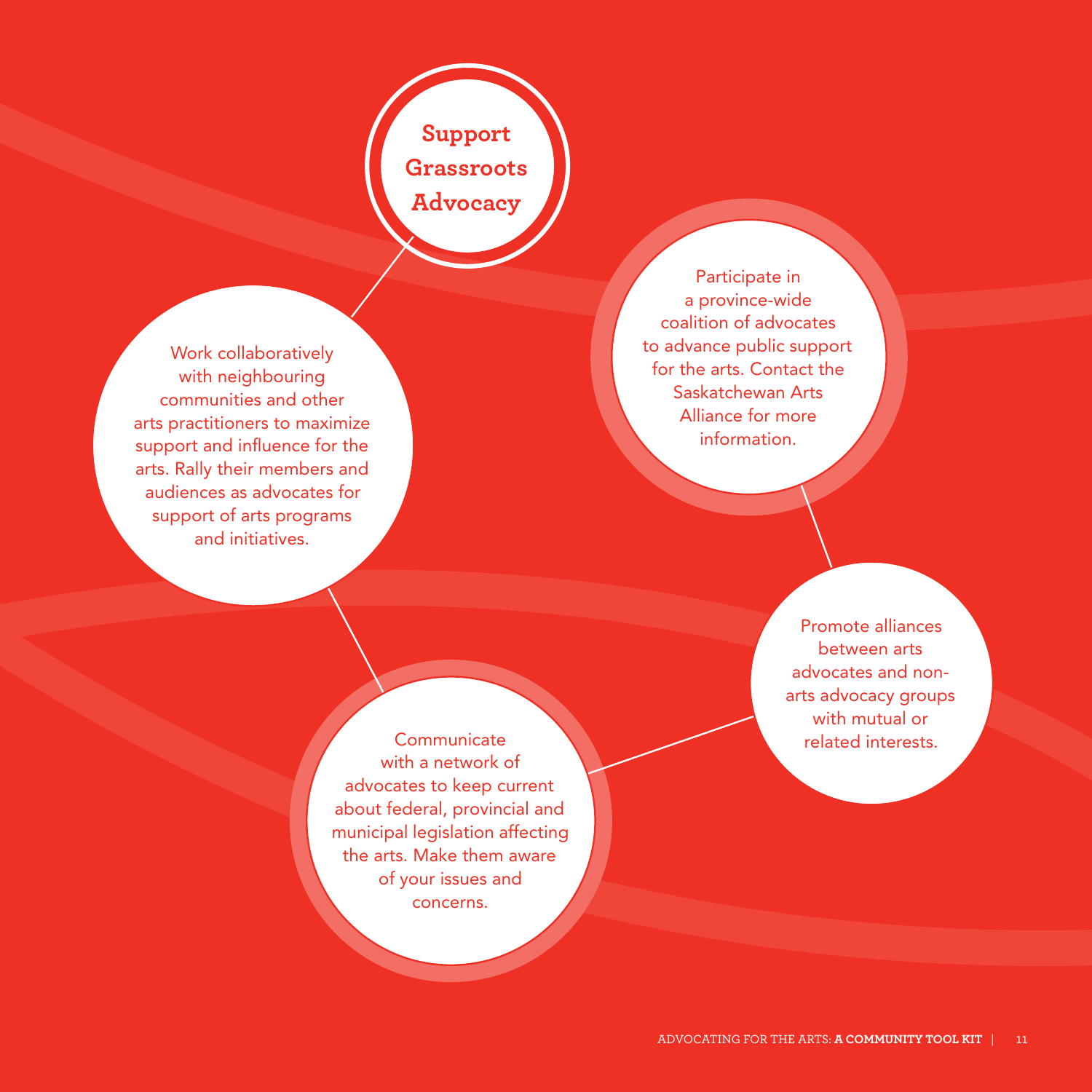## Support Grassroots Advocacy

Work collaboratively with neighbouring communities and other arts practitioners to maximize support and influence for the arts. Rally their members and audiences as advocates for support of arts programs and initiatives.

Participate in a province-wide coalition of advocates to advance public support for the arts. Contact the Saskatchewan Arts Alliance for more information.

Promote alliances between arts advocates and non-arts advocacy groups with mutual or related interests.

Communicate with a network of advocates to keep current about federal, provincial and municipal legislation affecting the arts. Make them aware of your issues and concerns.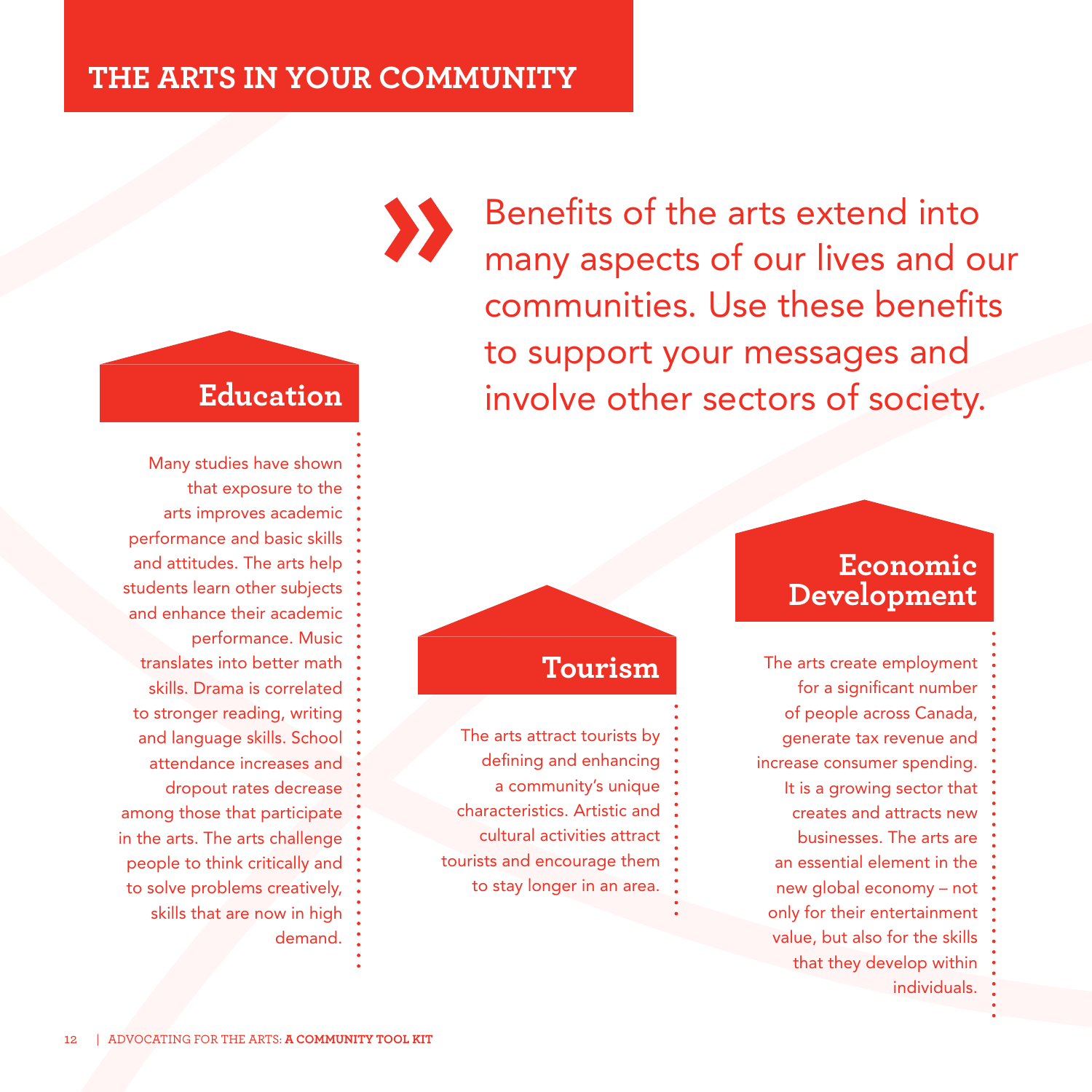# THE ARTS IN YOUR COMMUNITY

» Benefits of the arts extend into many aspects of our lives and our communities. Use these benefits to support your messages and involve other sectors of society.

## Education

Many studies have shown that exposure to the arts improves academic performance and basic skills and attitudes. The arts help students learn other subjects and enhance their academic performance. Music translates into better math skills. Drama is correlated to stronger reading, writing and language skills. School attendance increases and dropout rates decrease among those that participate in the arts. The arts challenge people to think critically and to solve problems creatively, skills that are now in high demand.

## Tourism

The arts attract tourists by defining and enhancing a community's unique characteristics. Artistic and cultural activities attract tourists and encourage them to stay longer in an area.

## Economic Development

The arts create employment for a significant number of people across Canada, generate tax revenue and increase consumer spending. It is a growing sector that creates and attracts new businesses. The arts are an essential element in the new global economy – not only for their entertainment value, but also for the skills that they develop within individuals.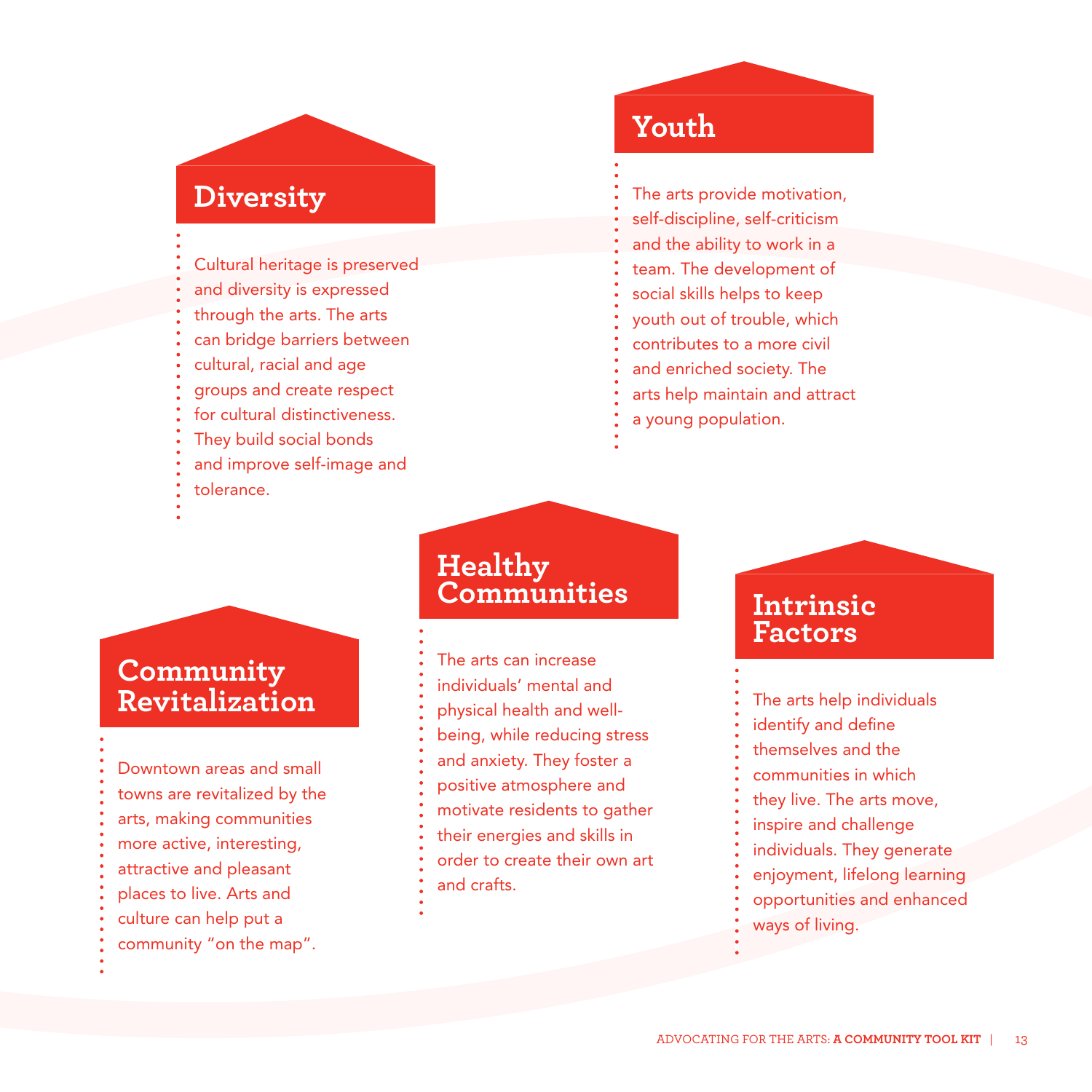## Diversity

Cultural heritage is preserved and diversity is expressed through the arts. The arts can bridge barriers between cultural, racial and age groups and create respect for cultural distinctiveness. They build social bonds and improve self-image and tolerance.

## Youth

The arts provide motivation, self-discipline, self-criticism and the ability to work in a team. The development of social skills helps to keep youth out of trouble, which contributes to a more civil and enriched society. The arts help maintain and attract a young population.

## Community Revitalization

Downtown areas and small towns are revitalized by the arts, making communities more active, interesting, attractive and pleasant places to live. Arts and culture can help put a community "on the map".

## Healthy Communities

The arts can increase individuals' mental and physical health and well-being, while reducing stress and anxiety. They foster a positive atmosphere and motivate residents to gather their energies and skills in order to create their own art and crafts.

## Intrinsic Factors

The arts help individuals identify and define themselves and the communities in which they live. The arts move, inspire and challenge individuals. They generate enjoyment, lifelong learning opportunities and enhanced ways of living.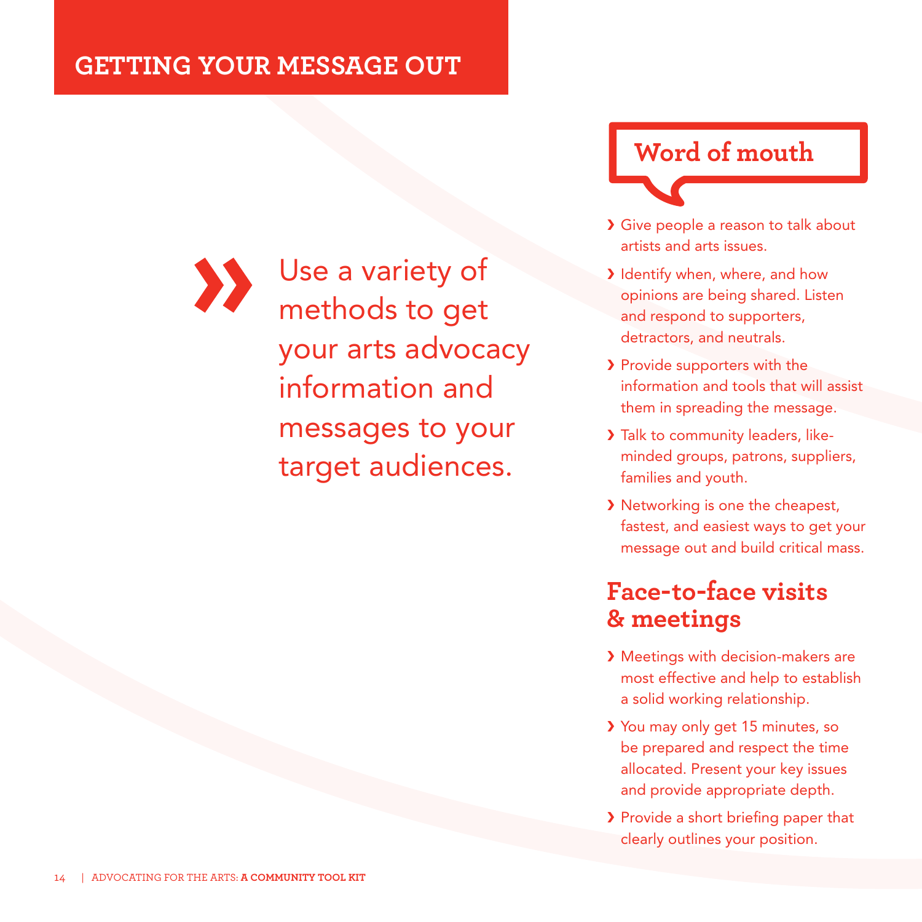# GETTING YOUR MESSAGE OUT

» Use a variety of methods to get your arts advocacy information and messages to your target audiences.

## Word of mouth

- Give people a reason to talk about artists and arts issues.
- Identify when, where, and how opinions are being shared. Listen and respond to supporters, detractors, and neutrals.
- Provide supporters with the information and tools that will assist them in spreading the message.
- Talk to community leaders, like-minded groups, patrons, suppliers, families and youth.
- Networking is one the cheapest, fastest, and easiest ways to get your message out and build critical mass.

## Face-to-face visits & meetings

- Meetings with decision-makers are most effective and help to establish a solid working relationship.
- You may only get 15 minutes, so be prepared and respect the time allocated. Present your key issues and provide appropriate depth.
- Provide a short briefing paper that clearly outlines your position.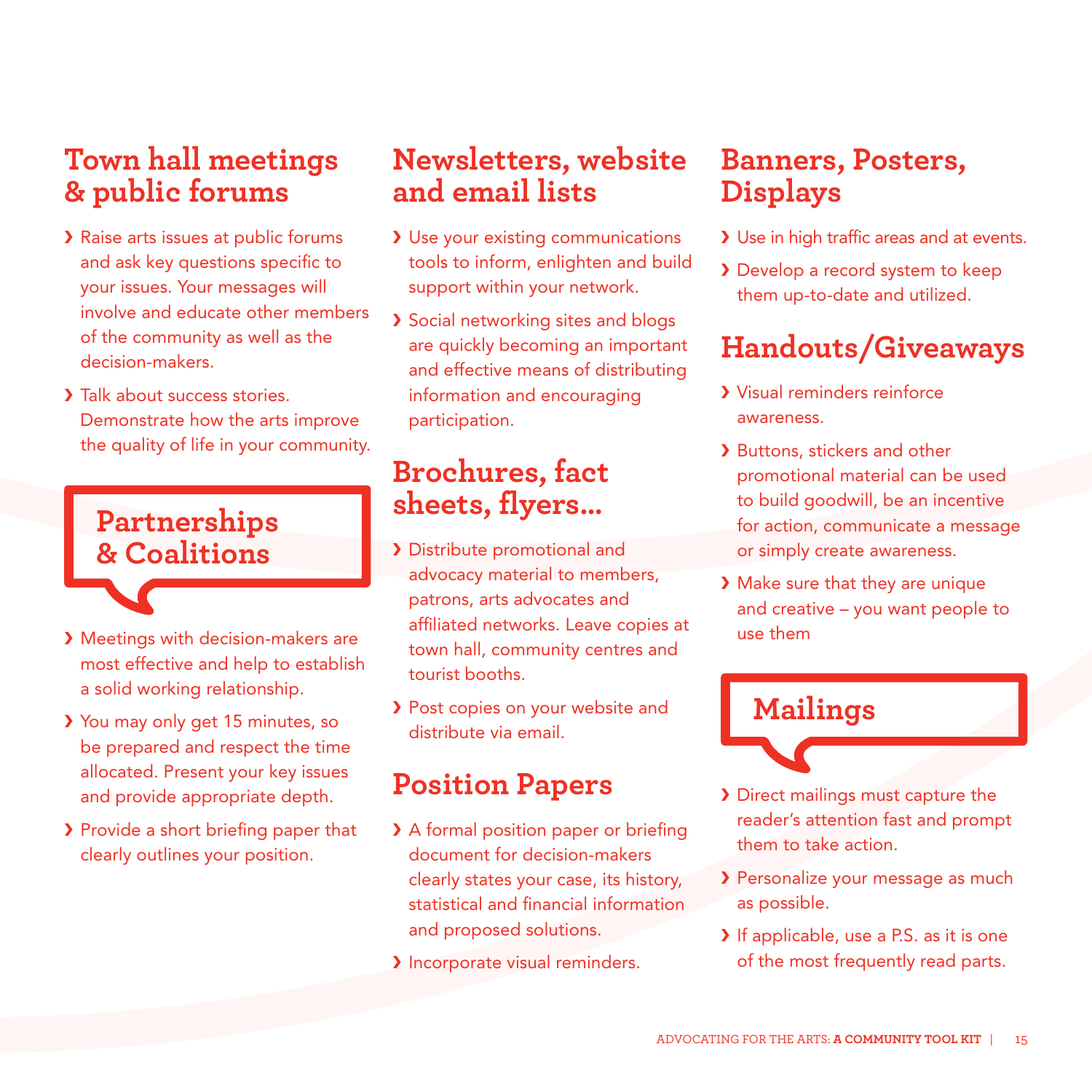## Town hall meetings & public forums

- Raise arts issues at public forums and ask key questions specific to your issues. Your messages will involve and educate other members of the community as well as the decision-makers.
- Talk about success stories. Demonstrate how the arts improve the quality of life in your community.

## Partnerships & Coalitions

- Meetings with decision-makers are most effective and help to establish a solid working relationship.
- You may only get 15 minutes, so be prepared and respect the time allocated. Present your key issues and provide appropriate depth.
- Provide a short briefing paper that clearly outlines your position.

## Newsletters, website and email lists

- Use your existing communications tools to inform, enlighten and build support within your network.
- Social networking sites and blogs are quickly becoming an important and effective means of distributing information and encouraging participation.

## Brochures, fact sheets, flyers…

- Distribute promotional and advocacy material to members, patrons, arts advocates and affiliated networks. Leave copies at town hall, community centres and tourist booths.
- Post copies on your website and distribute via email.

## Position Papers

- A formal position paper or briefing document for decision-makers clearly states your case, its history, statistical and financial information and proposed solutions.
- Incorporate visual reminders.

## Banners, Posters, Displays

- Use in high traffic areas and at events.
- Develop a record system to keep them up-to-date and utilized.

## Handouts/Giveaways

- Visual reminders reinforce awareness.
- Buttons, stickers and other promotional material can be used to build goodwill, be an incentive for action, communicate a message or simply create awareness.
- Make sure that they are unique and creative – you want people to use them

## Mailings

- Direct mailings must capture the reader's attention fast and prompt them to take action.
- Personalize your message as much as possible.
- If applicable, use a P.S. as it is one of the most frequently read parts.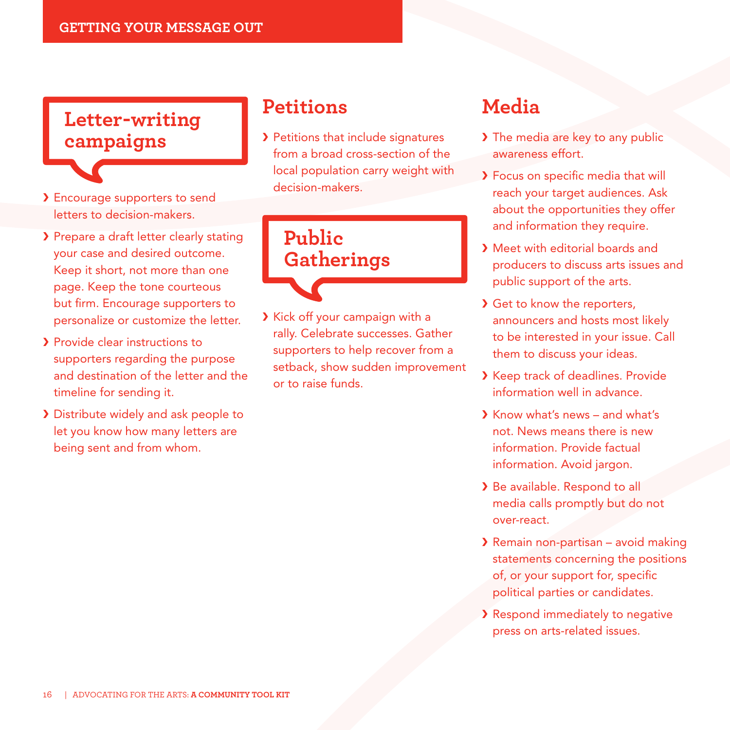## Letter-writing campaigns

- Encourage supporters to send letters to decision-makers.
- Prepare a draft letter clearly stating your case and desired outcome. Keep it short, not more than one page. Keep the tone courteous but firm. Encourage supporters to personalize or customize the letter.
- Provide clear instructions to supporters regarding the purpose and destination of the letter and the timeline for sending it.
- Distribute widely and ask people to let you know how many letters are being sent and from whom.

## Petitions

- Petitions that include signatures from a broad cross-section of the local population carry weight with decision-makers.

## Public Gatherings

- Kick off your campaign with a rally. Celebrate successes. Gather supporters to help recover from a setback, show sudden improvement or to raise funds.

## Media

- The media are key to any public awareness effort.
- Focus on specific media that will reach your target audiences. Ask about the opportunities they offer and information they require.
- Meet with editorial boards and producers to discuss arts issues and public support of the arts.
- Get to know the reporters, announcers and hosts most likely to be interested in your issue. Call them to discuss your ideas.
- Keep track of deadlines. Provide information well in advance.
- Know what's news – and what's not. News means there is new information. Provide factual information. Avoid jargon.
- Be available. Respond to all media calls promptly but do not over-react.
- Remain non-partisan – avoid making statements concerning the positions of, or your support for, specific political parties or candidates.
- Respond immediately to negative press on arts-related issues.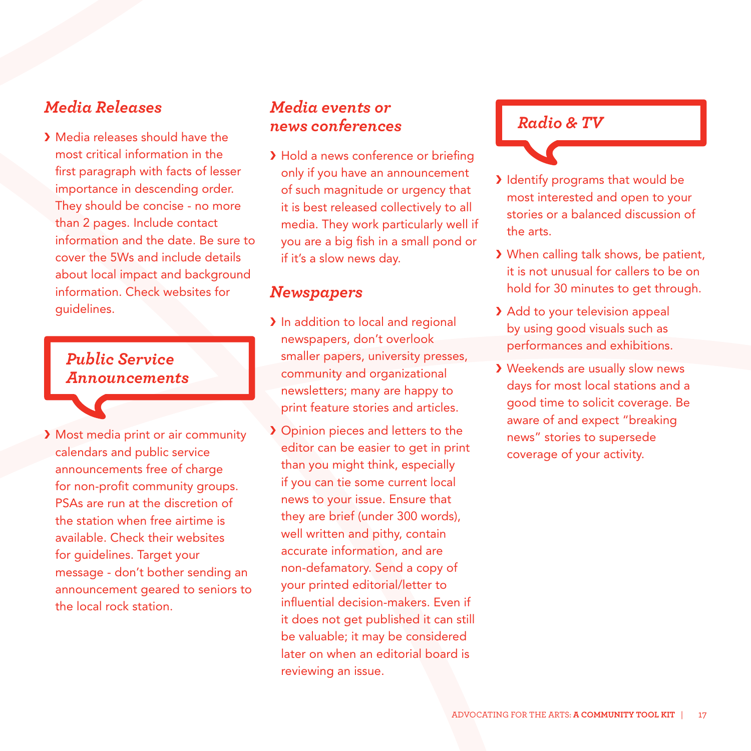### *Media Releases*

- Media releases should have the most critical information in the first paragraph with facts of lesser importance in descending order. They should be concise - no more than 2 pages. Include contact information and the date. Be sure to cover the 5Ws and include details about local impact and background information. Check websites for guidelines.

### *Public Service Announcements*

- Most media print or air community calendars and public service announcements free of charge for non-profit community groups. PSAs are run at the discretion of the station when free airtime is available. Check their websites for guidelines. Target your message - don't bother sending an announcement geared to seniors to the local rock station.

### *Media events or news conferences*

- Hold a news conference or briefing only if you have an announcement of such magnitude or urgency that it is best released collectively to all media. They work particularly well if you are a big fish in a small pond or if it's a slow news day.

### *Newspapers*

- In addition to local and regional newspapers, don't overlook smaller papers, university presses, community and organizational newsletters; many are happy to print feature stories and articles.
- Opinion pieces and letters to the editor can be easier to get in print than you might think, especially if you can tie some current local news to your issue. Ensure that they are brief (under 300 words), well written and pithy, contain accurate information, and are non-defamatory. Send a copy of your printed editorial/letter to influential decision-makers. Even if it does not get published it can still be valuable; it may be considered later on when an editorial board is reviewing an issue.

### *Radio & TV*

- Identify programs that would be most interested and open to your stories or a balanced discussion of the arts.
- When calling talk shows, be patient, it is not unusual for callers to be on hold for 30 minutes to get through.
- Add to your television appeal by using good visuals such as performances and exhibitions.
- Weekends are usually slow news days for most local stations and a good time to solicit coverage. Be aware of and expect "breaking news" stories to supersede coverage of your activity.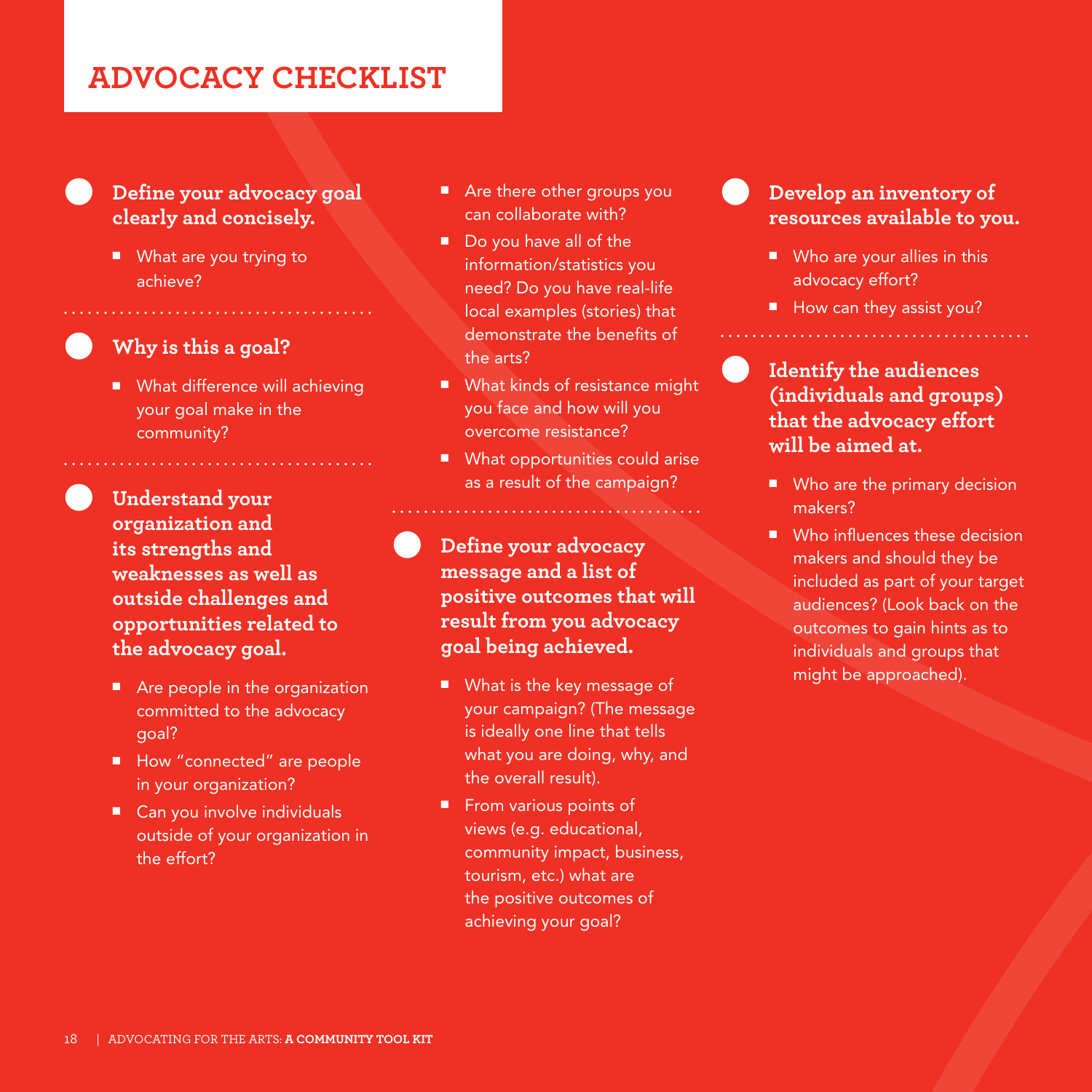# ADVOCACY CHECKLIST

**Define your advocacy goal clearly and concisely.**

- What are you trying to achieve?

**Why is this a goal?**

- What difference will achieving your goal make in the community?

**Understand your organization and its strengths and weaknesses as well as outside challenges and opportunities related to the advocacy goal.**

- Are people in the organization committed to the advocacy goal?
- How "connected" are people in your organization?
- Can you involve individuals outside of your organization in the effort?
- Are there other groups you can collaborate with?
- Do you have all of the information/statistics you need? Do you have real-life local examples (stories) that demonstrate the benefits of the arts?
- What kinds of resistance might you face and how will you overcome resistance?
- What opportunities could arise as a result of the campaign?

**Define your advocacy message and a list of positive outcomes that will result from you advocacy goal being achieved.**

- What is the key message of your campaign? (The message is ideally one line that tells what you are doing, why, and the overall result).
- From various points of views (e.g. educational, community impact, business, tourism, etc.) what are the positive outcomes of achieving your goal?

**Develop an inventory of resources available to you.**

- Who are your allies in this advocacy effort?
- How can they assist you?

**Identify the audiences (individuals and groups) that the advocacy effort will be aimed at.**

- Who are the primary decision makers?
- Who influences these decision makers and should they be included as part of your target audiences? (Look back on the outcomes to gain hints as to individuals and groups that might be approached).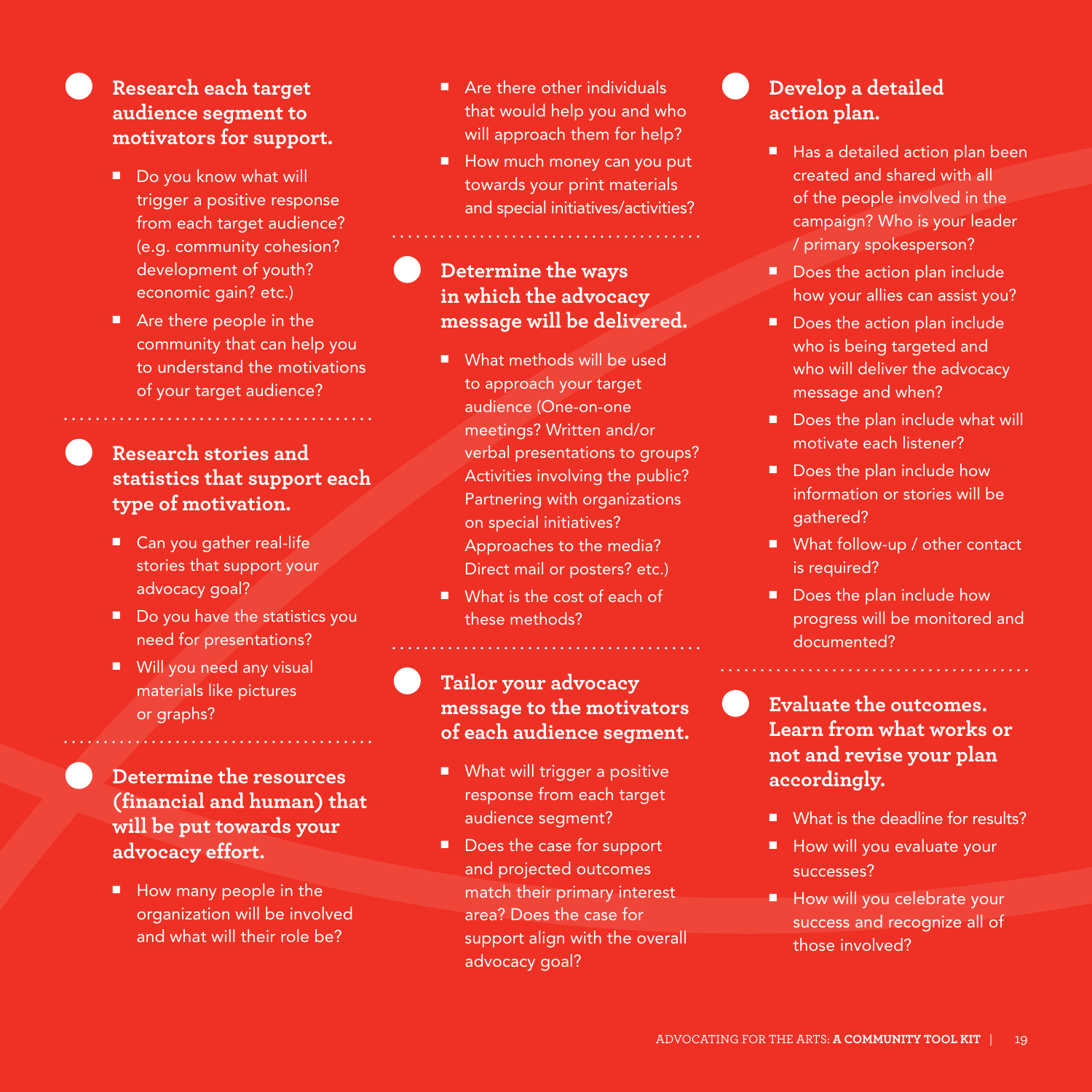### Research each target audience segment to motivators for support.

- Do you know what will trigger a positive response from each target audience? (e.g. community cohesion? development of youth? economic gain? etc.)
- Are there people in the community that can help you to understand the motivations of your target audience?

### Research stories and statistics that support each type of motivation.

- Can you gather real-life stories that support your advocacy goal?
- Do you have the statistics you need for presentations?
- Will you need any visual materials like pictures or graphs?

### Determine the resources (financial and human) that will be put towards your advocacy effort.

- How many people in the organization will be involved and what will their role be?
- Are there other individuals that would help you and who will approach them for help?
- How much money can you put towards your print materials and special initiatives/activities?

### Determine the ways in which the advocacy message will be delivered.

- What methods will be used to approach your target audience (One-on-one meetings? Written and/or verbal presentations to groups? Activities involving the public? Partnering with organizations on special initiatives? Approaches to the media? Direct mail or posters? etc.)
- What is the cost of each of these methods?

### Tailor your advocacy message to the motivators of each audience segment.

- What will trigger a positive response from each target audience segment?
- Does the case for support and projected outcomes match their primary interest area? Does the case for support align with the overall advocacy goal?

### Develop a detailed action plan.

- Has a detailed action plan been created and shared with all of the people involved in the campaign? Who is your leader / primary spokesperson?
- Does the action plan include how your allies can assist you?
- Does the action plan include who is being targeted and who will deliver the advocacy message and when?
- Does the plan include what will motivate each listener?
- Does the plan include how information or stories will be gathered?
- What follow-up / other contact is required?
- Does the plan include how progress will be monitored and documented?

### Evaluate the outcomes. Learn from what works or not and revise your plan accordingly.

- What is the deadline for results?
- How will you evaluate your successes?
- How will you celebrate your success and recognize all of those involved?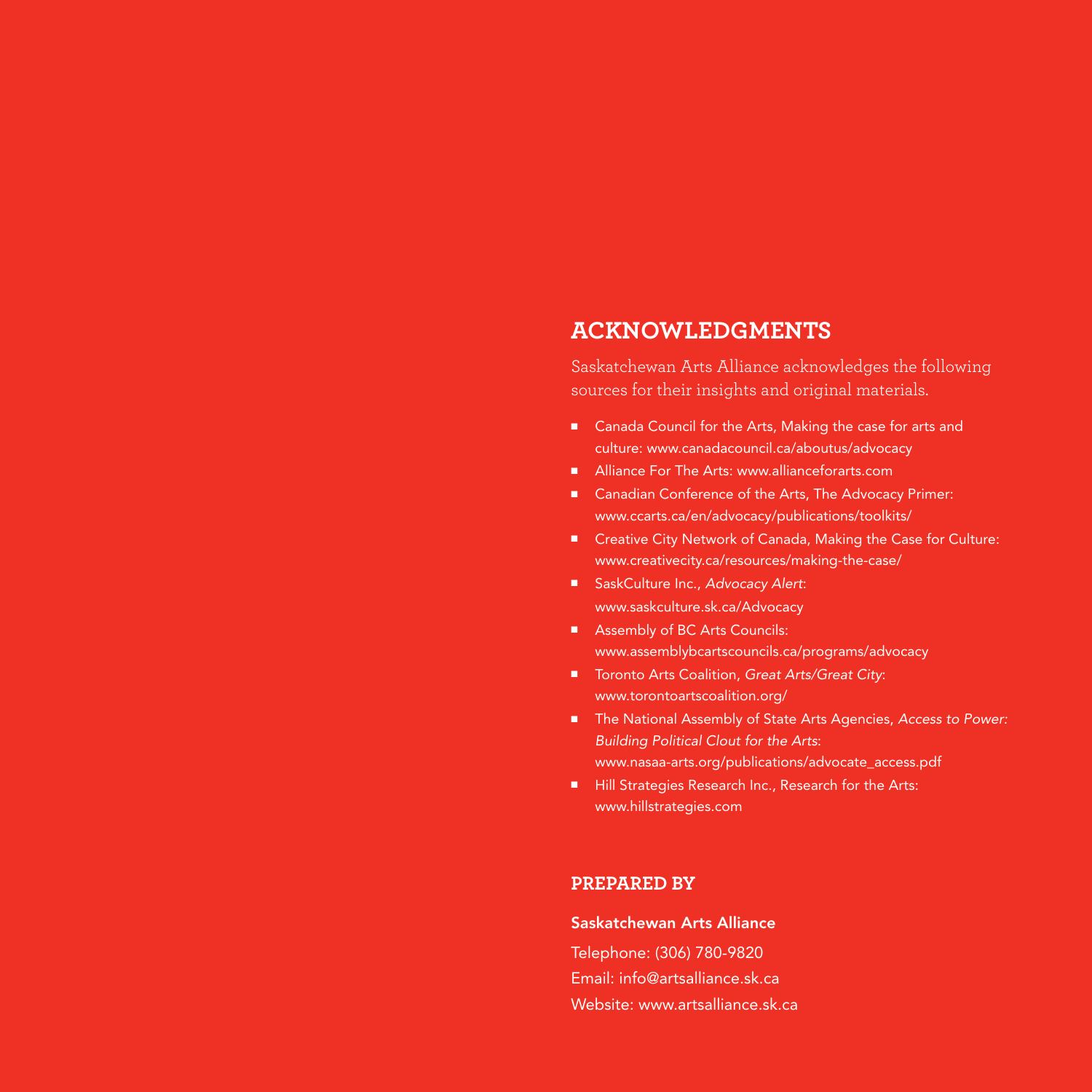## ACKNOWLEDGMENTS

Saskatchewan Arts Alliance acknowledges the following sources for their insights and original materials.

- Canada Council for the Arts, Making the case for arts and culture: www.canadacouncil.ca/aboutus/advocacy
- Alliance For The Arts: www.allianceforarts.com
- Canadian Conference of the Arts, The Advocacy Primer: www.ccarts.ca/en/advocacy/publications/toolkits/
- Creative City Network of Canada, Making the Case for Culture: www.creativecity.ca/resources/making-the-case/
- SaskCulture Inc., *Advocacy Alert*: www.saskculture.sk.ca/Advocacy
- Assembly of BC Arts Councils: www.assemblybcartscouncils.ca/programs/advocacy
- Toronto Arts Coalition, *Great Arts/Great City*: www.torontoartscoalition.org/
- The National Assembly of State Arts Agencies, *Access to Power: Building Political Clout for the Arts*: www.nasaa-arts.org/publications/advocate_access.pdf
- Hill Strategies Research Inc., Research for the Arts: www.hillstrategies.com

## PREPARED BY

**Saskatchewan Arts Alliance**

Telephone: (306) 780-9820

Email: info@artsalliance.sk.ca

Website: www.artsalliance.sk.ca